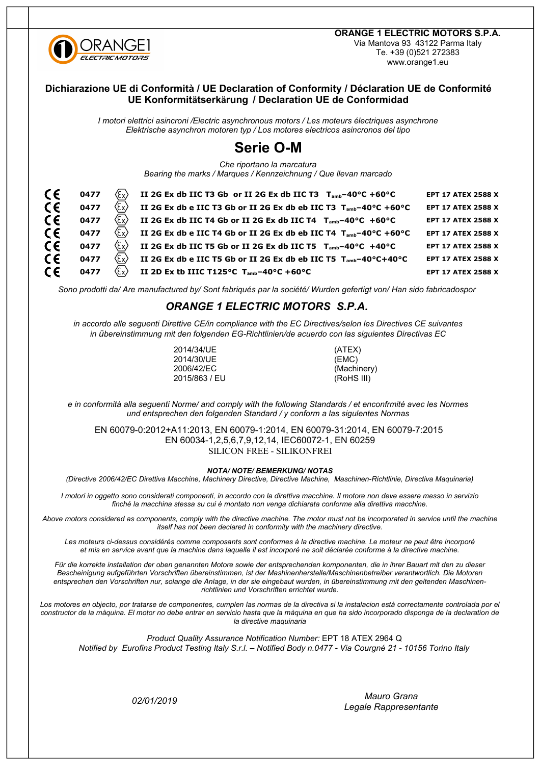**ORANGE 1 ELECTRIC MOTORS S.P.A.**
Via Mantova 93 43122 Parma Italy
Te. +39 (0)521 272383
www.orange1.eu

## Dichiarazione UE di Conformità / UE Declaration of Conformity / Déclaration UE de Conformité UE Konformitätserkärung / Declaration UE de Conformidad

*I motori elettrici asincroni /Electric asynchronous motors / Les moteurs électriques asynchrone Elektrische asynchron motoren typ / Los motores electricos asincronos del tipo*

# Serie O-M

*Che riportano la marcatura*
*Bearing the marks / Marques / Kennzeichnung / Que llevan marcado*

| | | | | |
|---|---|---|---|---|
| CE | 0477 | Ex | **II 2G Ex db IIC T3 Gb or II 2G Ex db IIC T3 $T_{amb}$ –40°C +60°C** | **EPT 17 ATEX 2588 X** |
| CE | 0477 | Ex | **II 2G Ex db e IIC T3 Gb or II 2G Ex db eb IIC T3 $T_{amb}$ –40°C +60°C** | **EPT 17 ATEX 2588 X** |
| CE | 0477 | Ex | **II 2G Ex db IIC T4 Gb or II 2G Ex db IIC T4 $T_{amb}$ –40°C +60°C** | **EPT 17 ATEX 2588 X** |
| CE | 0477 | Ex | **II 2G Ex db e IIC T4 Gb or II 2G Ex db eb IIC T4 $T_{amb}$ –40°C +60°C** | **EPT 17 ATEX 2588 X** |
| CE | 0477 | Ex | **II 2G Ex db IIC T5 Gb or II 2G Ex db IIC T5 $T_{amb}$ –40°C +40°C** | **EPT 17 ATEX 2588 X** |
| CE | 0477 | Ex | **II 2G Ex db e IIC T5 Gb or II 2G Ex db eb IIC T5 $T_{amb}$ –40°C+40°C** | **EPT 17 ATEX 2588 X** |
| CE | 0477 | Ex | **II 2D Ex tb IIIC T125°C $T_{amb}$ –40°C +60°C** | **EPT 17 ATEX 2588 X** |

*Sono prodotti da/ Are manufactured by/ Sont fabriqués par la société/ Wurden gefertigt von/ Han sido fabricadospor*

## *ORANGE 1 ELECTRIC MOTORS S.P.A.*

*in accordo alle seguenti Direttive CE/in compliance with the EC Directives/selon les Directives CE suivantes in übereinstimmung mit den folgenden EG-Richtlinien/de acuerdo con las siguientes Directivas EC*

| | |
|---|---|
| 2014/34/UE | (ATEX) |
| 2014/30/UE | (EMC) |
| 2006/42/EC | (Machinery) |
| 2015/863 / EU | (RoHS III) |

*e in conformità alla seguenti Norme/ and comply with the following Standards / et enconfrmité avec les Normes und entsprechen den folgenden Standard / y conform a las siglentes Normas*

EN 60079-0:2012+A11:2013, EN 60079-1:2014, EN 60079-31:2014, EN 60079-7:2015
EN 60034-1,2,5,6,7,9,12,14, IEC60072-1, EN 60259
SILICON FREE - SILIKONFREI

***NOTA/ NOTE/ BEMERKUNG/ NOTAS***
*(Directive 2006/42/EC Direttiva Macchine, Machinery Directive, Directive Machine, Maschinen-Richtlinie, Directiva Maquinaria)*

*I motori in oggetto sono considerati componenti, in accordo con la direttiva macchine. Il motore non deve essere messo in servizio finché la macchina stessa su cui è montato non venga dichiarata conforme alla direttiva macchine.*

*Above motors considered as components, comply with the directive machine. The motor must not be incorporated in service until the machine itself has not been declared in conformity with the machinery directive.*

*Les moteurs ci-dessus considérés comme composants sont conformes à la directive machine. Le moteur ne peut être incorporé et mis en service avant que la machine dans laquelle il est incorporé ne soit déclarée conforme à la directive machine.*

*Für die korrekte installation der oben genannten Motore sowie der entsprechenden komponenten, die in ihrer Bauart mit den zu dieser Bescheinigung aufgeführten Vorschriften übereinstimmen, ist der Mashinenherstelle/Maschinenbetreiber verantwortlich. Die Motoren entsprechen den Vorschriften nur, solange die Anlage, in der sie eingebaut wurden, in übereinstimmung mit den geltenden Maschinen-richtlinien und Vorschriften errichtet wurde.*

*Los motores en objecto, por tratarse de componentes, cumplen las normas de la directiva si la instalacion està correctamente controlada por el constructor de la màquina. El motor no debe entrar en servicio hasta que la màquina en que ha sido incorporado disponga de la declaration de la directive maquinaria*

*Product Quality Assurance Notification Number:* EPT 18 ATEX 2964 Q
*Notified by Eurofins Product Testing Italy S.r.l. – Notified Body n.0477 - Via Courgné 21 - 10156 Torino Italy*

*02/01/2019*

*Mauro Grana*
*Legale Rappresentante*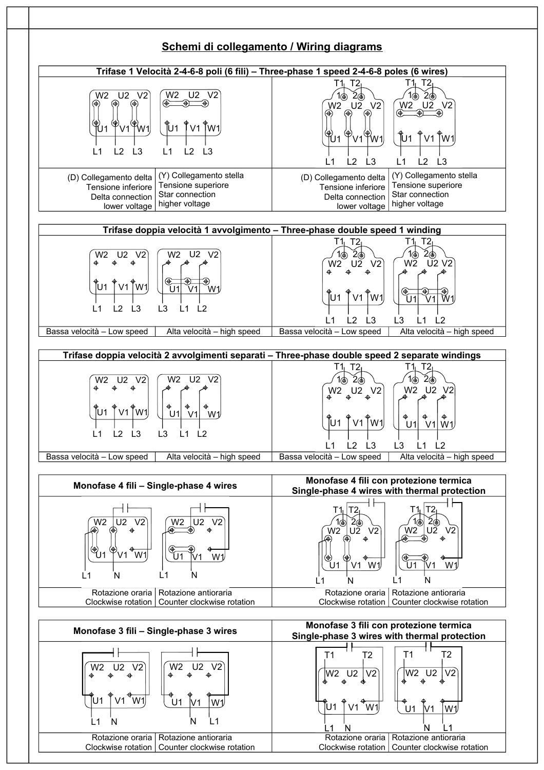## Schemi di collegamento / Wiring diagrams

### Trifase 1 Velocità 2-4-6-8 poli (6 fili) – Three-phase 1 speed 2-4-6-8 poles (6 wires)

W2 U2 V2 / U1 V1 W1 / L1 L2 L3

W2 U2 V2 / U1 V1 W1 / L1 L2 L3

T1 T2 / 1 2 / W2 U2 V2 / U1 V1 W1 / L1 L2 L3

T1 T2 / 1 2 / W2 U2 V2 / U1 V1 W1 / L1 L2 L3

| (D) Collegamento delta<br>Tensione inferiore<br>Delta connection<br>lower voltage | (Y) Collegamento stella<br>Tensione superiore<br>Star connection<br>higher voltage | (D) Collegamento delta<br>Tensione inferiore<br>Delta connection<br>lower voltage | (Y) Collegamento stella<br>Tensione superiore<br>Star connection<br>higher voltage |
|---|---|---|---|

### Trifase doppia velocità 1 avvolgimento – Three-phase double speed 1 winding

W2 U2 V2 / U1 V1 W1 / L1 L2 L3

W2 U2 V2 / U1 V1 W1 / L3 L1 L2

T1 T2 / 1 2 / W2 U2 V2 / U1 V1 W1 / L1 L2 L3

T1 T2 / 1 2 / W2 U2 V2 / U1 V1 W1 / L3 L1 L2

| Bassa velocità – Low speed | Alta velocità – high speed | Bassa velocità – Low speed | Alta velocità – high speed |
|---|---|---|---|

### Trifase doppia velocità 2 avvolgimenti separati – Three-phase double speed 2 separate windings

W2 U2 V2 / U1 V1 W1 / L1 L2 L3

W2 U2 V2 / U1 V1 W1 / L3 L1 L2

T1 T2 / 1 2 / W2 U2 V2 / U1 V1 W1 / L1 L2 L3

T1 T2 / 1 2 / W2 U2 V2 / U1 V1 W1 / L3 L1 L2

| Bassa velocità – Low speed | Alta velocità – high speed | Bassa velocità – Low speed | Alta velocità – high speed |
|---|---|---|---|

### Monofase 4 fili – Single-phase 4 wires

W2 U2 V2 / U1 V1 W1 / L1 N

W2 U2 V2 / U1 V1 W1 / L1 N

### Monofase 4 fili con protezione termica – Single-phase 4 wires with thermal protection

T1 T2 / 1 2 / W2 U2 V2 / U1 V1 W1 / L1 N

T1 T2 / 1 2 / W2 U2 V2 / U1 V1 W1 / L1 N

| Rotazione oraria<br>Clockwise rotation | Rotazione antioraria<br>Counter clockwise rotation | Rotazione oraria<br>Clockwise rotation | Rotazione antioraria<br>Counter clockwise rotation |
|---|---|---|---|

### Monofase 3 fili – Single-phase 3 wires

W2 U2 V2 / U1 V1 W1 / L1 N

W2 U2 V2 / U1 V1 W1 / N L1

### Monofase 3 fili con protezione termica – Single-phase 3 wires with thermal protection

T1 T2 / W2 U2 V2 / U1 V1 W1 / L1 N

T1 T2 / W2 U2 V2 / U1 V1 W1 / N L1

| Rotazione oraria<br>Clockwise rotation | Rotazione antioraria<br>Counter clockwise rotation | Rotazione oraria<br>Clockwise rotation | Rotazione antioraria<br>Counter clockwise rotation |
|---|---|---|---|